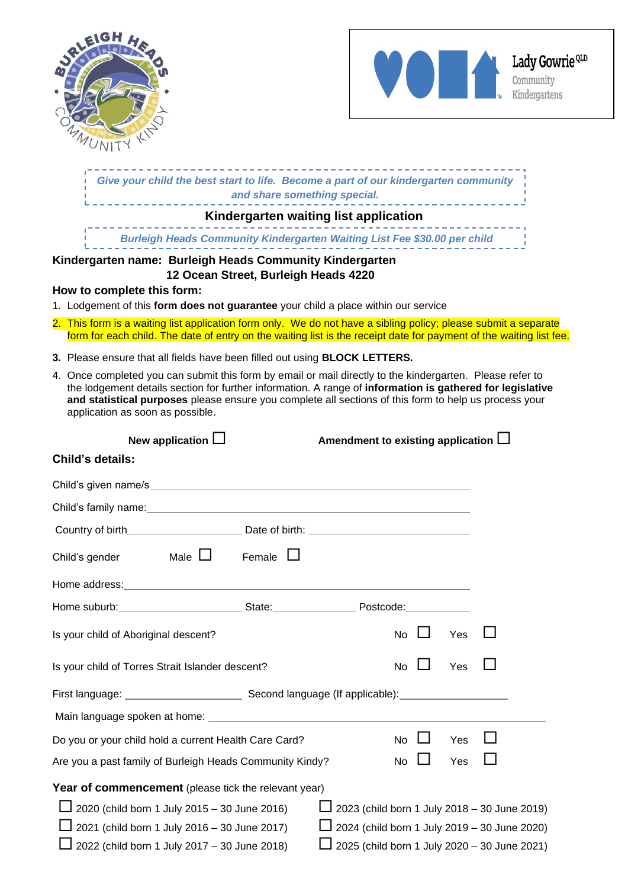*Give your child the best start to life. Become a part of our kindergarten community and share something special.*

## Kindergarten waiting list application

*Burleigh Heads Community Kindergarten Waiting List Fee $30.00 per child*

**Kindergarten name: Burleigh Heads Community Kindergarten**
**12 Ocean Street, Burleigh Heads 4220**

### How to complete this form:

1. Lodgement of this **form does not guarantee** your child a place within our service
2. This form is a waiting list application form only. We do not have a sibling policy; please submit a separate form for each child. The date of entry on the waiting list is the receipt date for payment of the waiting list fee.
3. Please ensure that all fields have been filled out using **BLOCK LETTERS.**
4. Once completed you can submit this form by email or mail directly to the kindergarten. Please refer to the lodgement details section for further information. A range of **information is gathered for legislative and statistical purposes** please ensure you complete all sections of this form to help us process your application as soon as possible.

**New application** ☐ **Amendment to existing application** ☐

### Child's details:

Child's given name/s\_\_\_\_\_\_\_\_\_\_\_\_\_\_\_\_\_\_\_\_\_\_\_\_\_\_\_\_\_\_\_\_\_\_\_\_\_\_\_\_

Child's family name:\_\_\_\_\_\_\_\_\_\_\_\_\_\_\_\_\_\_\_\_\_\_\_\_\_\_\_\_\_\_\_\_\_\_\_\_\_\_\_\_

Country of birth\_\_\_\_\_\_\_\_\_\_\_\_\_\_\_\_ Date of birth: \_\_\_\_\_\_\_\_\_\_\_\_\_\_\_\_

Child's gender Male ☐ Female ☐

Home address:\_\_\_\_\_\_\_\_\_\_\_\_\_\_\_\_\_\_\_\_\_\_\_\_\_\_\_\_\_\_\_\_\_\_\_\_\_\_\_\_

Home suburb:\_\_\_\_\_\_\_\_\_\_\_\_\_\_\_\_ State:\_\_\_\_\_\_\_\_\_\_ Postcode:\_\_\_\_\_\_\_\_

Is your child of Aboriginal descent? No ☐ Yes ☐

Is your child of Torres Strait Islander descent? No ☐ Yes ☐

First language: \_\_\_\_\_\_\_\_\_\_\_\_\_\_\_\_ Second language (If applicable):\_\_\_\_\_\_\_\_\_\_\_\_\_\_\_\_

Main language spoken at home: \_\_\_\_\_\_\_\_\_\_\_\_\_\_\_\_\_\_\_\_\_\_\_\_\_\_\_\_\_\_\_\_\_\_\_\_\_\_\_\_

Do you or your child hold a current Health Care Card? No ☐ Yes ☐

Are you a past family of Burleigh Heads Community Kindy? No ☐ Yes ☐

**Year of commencement** (please tick the relevant year)

☐ 2020 (child born 1 July 2015 – 30 June 2016)
☐ 2021 (child born 1 July 2016 – 30 June 2017)
☐ 2022 (child born 1 July 2017 – 30 June 2018)
☐ 2023 (child born 1 July 2018 – 30 June 2019)
☐ 2024 (child born 1 July 2019 – 30 June 2020)
☐ 2025 (child born 1 July 2020 – 30 June 2021)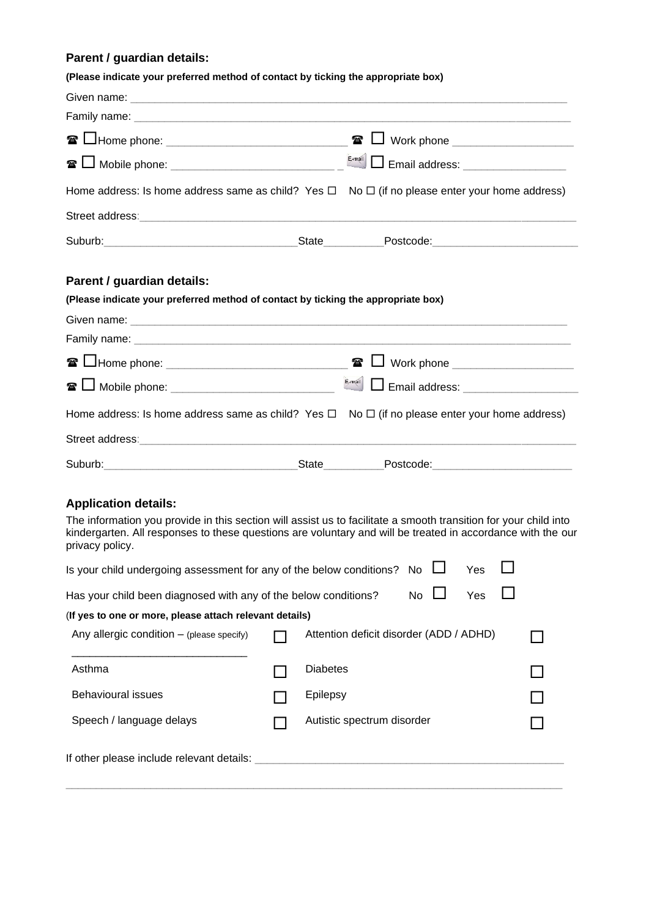## Parent / guardian details:

**(Please indicate your preferred method of contact by ticking the appropriate box)**

Given name: ___________________________________________________________________________

Family name: __________________________________________________________________________

☎ ☐ Home phone: ______________________________ ☎ ☐ Work phone ____________________

☎ ☐ Mobile phone: ___________________________ _ ☐ Email address: _________________

Home address: Is home address same as child? Yes ☐ No ☐ (if no please enter your home address)

Street address: ________________________________________________________________________

Suburb: ________________________________ State __________ Postcode: ________________________

## Parent / guardian details:

**(Please indicate your preferred method of contact by ticking the appropriate box)**

Given name: ___________________________________________________________________________

Family name: __________________________________________________________________________

☎ ☐ Home phone: ______________________________ ☎ ☐ Work phone ____________________

☎ ☐ Mobile phone: ___________________________ ☐ Email address: ___________________

Home address: Is home address same as child? Yes ☐ No ☐ (if no please enter your home address)

Street address: ________________________________________________________________________

Suburb: ________________________________ State __________ Postcode: _______________________

## Application details:

The information you provide in this section will assist us to facilitate a smooth transition for your child into kindergarten. All responses to these questions are voluntary and will be treated in accordance with the our privacy policy.

Is your child undergoing assessment for any of the below conditions? No ☐ Yes ☐

Has your child been diagnosed with any of the below conditions? No ☐ Yes ☐

(**If yes to one or more, please attach relevant details)**

| | | | |
|---|---|---|---|
| Any allergic condition – (please specify) _____________________________ | ☐ | Attention deficit disorder (ADD / ADHD) | ☐ |
| Asthma | ☐ | Diabetes | ☐ |
| Behavioural issues | ☐ | Epilepsy | ☐ |
| Speech / language delays | ☐ | Autistic spectrum disorder | ☐ |

If other please include relevant details: ____________________________________________________

_____________________________________________________________________________________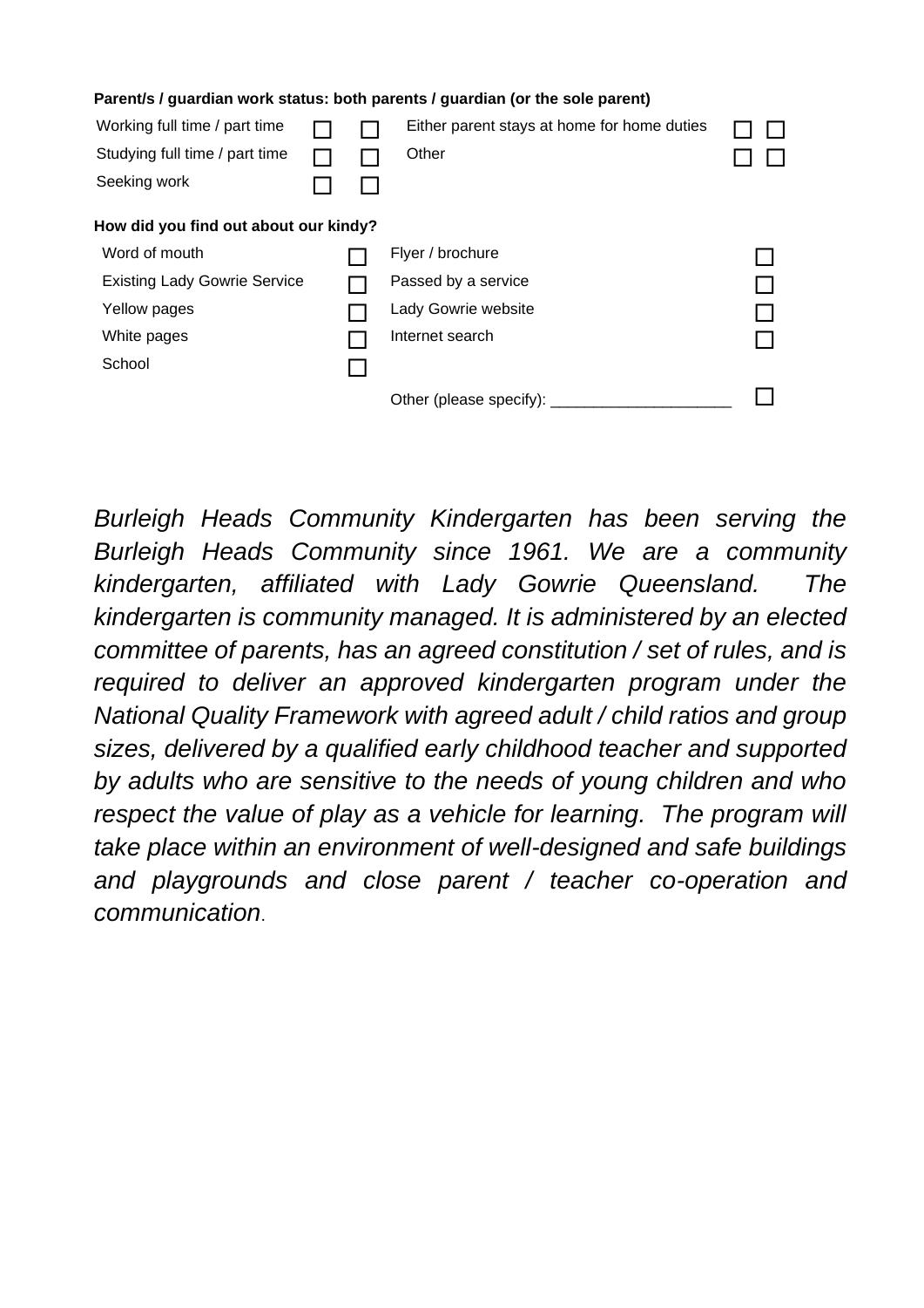**Parent/s / guardian work status: both parents / guardian (or the sole parent)**

| | | | | | |
|---|---|---|---|---|---|
| Working full time / part time | ☐ | ☐ | Either parent stays at home for home duties | ☐ | ☐ |
| Studying full time / part time | ☐ | ☐ | Other | ☐ | ☐ |
| Seeking work | ☐ | ☐ | | | |

**How did you find out about our kindy?**

| | | | |
|---|---|---|---|
| Word of mouth | ☐ | Flyer / brochure | ☐ |
| Existing Lady Gowrie Service | ☐ | Passed by a service | ☐ |
| Yellow pages | ☐ | Lady Gowrie website | ☐ |
| White pages | ☐ | Internet search | ☐ |
| School | ☐ | | |
| | | Other (please specify): ____________________ | ☐ |

*Burleigh Heads Community Kindergarten has been serving the Burleigh Heads Community since 1961. We are a community kindergarten, affiliated with Lady Gowrie Queensland. The kindergarten is community managed. It is administered by an elected committee of parents, has an agreed constitution / set of rules, and is required to deliver an approved kindergarten program under the National Quality Framework with agreed adult / child ratios and group sizes, delivered by a qualified early childhood teacher and supported by adults who are sensitive to the needs of young children and who respect the value of play as a vehicle for learning. The program will take place within an environment of well-designed and safe buildings and playgrounds and close parent / teacher co-operation and communication*.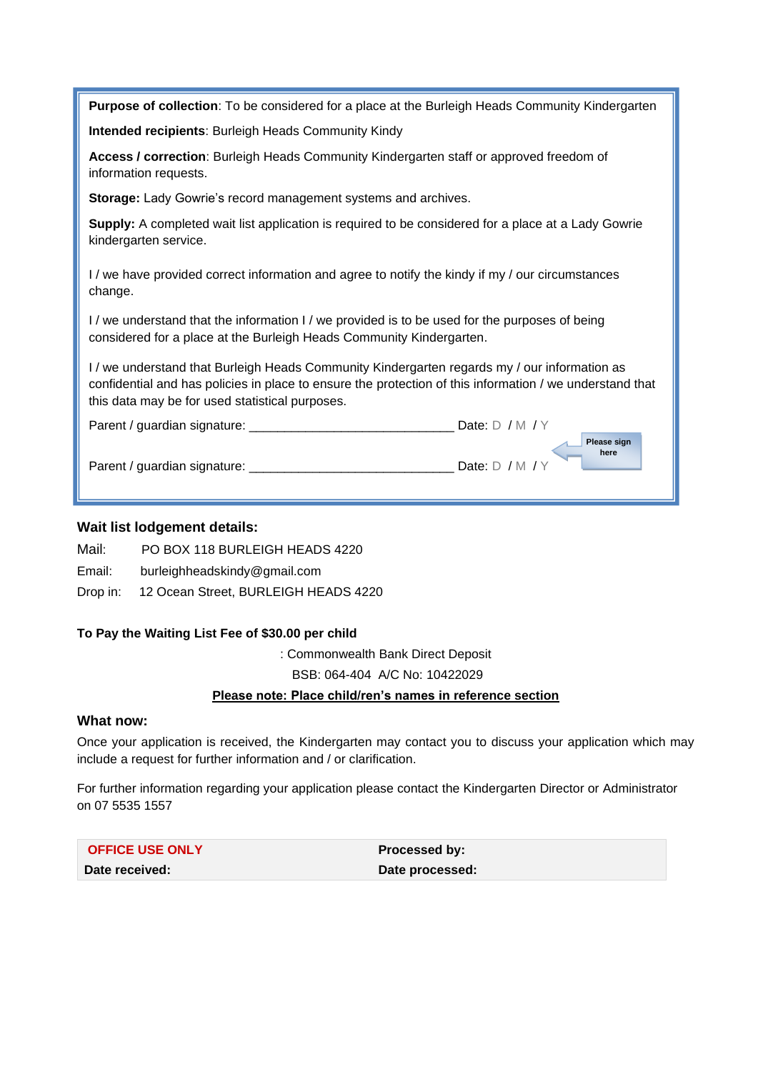**Purpose of collection**: To be considered for a place at the Burleigh Heads Community Kindergarten

**Intended recipients**: Burleigh Heads Community Kindy

**Access / correction**: Burleigh Heads Community Kindergarten staff or approved freedom of information requests.

**Storage:** Lady Gowrie's record management systems and archives.

**Supply:** A completed wait list application is required to be considered for a place at a Lady Gowrie kindergarten service.

I / we have provided correct information and agree to notify the kindy if my / our circumstances change.

I / we understand that the information I / we provided is to be used for the purposes of being considered for a place at the Burleigh Heads Community Kindergarten.

I / we understand that Burleigh Heads Community Kindergarten regards my / our information as confidential and has policies in place to ensure the protection of this information / we understand that this data may be for used statistical purposes.

Parent / guardian signature: ____________________________ Date: D / M / Y

Please sign here

Parent / guardian signature: ____________________________ Date: D / M / Y

### Wait list lodgement details:

Mail: PO BOX 118 BURLEIGH HEADS 4220

Email: burleighheadskindy@gmail.com

Drop in: 12 Ocean Street, BURLEIGH HEADS 4220

**To Pay the Waiting List Fee of $30.00 per child**

: Commonwealth Bank Direct Deposit

BSB: 064-404 A/C No: 10422029

**Please note: Place child/ren's names in reference section**

### What now:

Once your application is received, the Kindergarten may contact you to discuss your application which may include a request for further information and / or clarification.

For further information regarding your application please contact the Kindergarten Director or Administrator on 07 5535 1557

| | |
|---|---|
| **OFFICE USE ONLY** | **Processed by:** |
| **Date received:** | **Date processed:** |